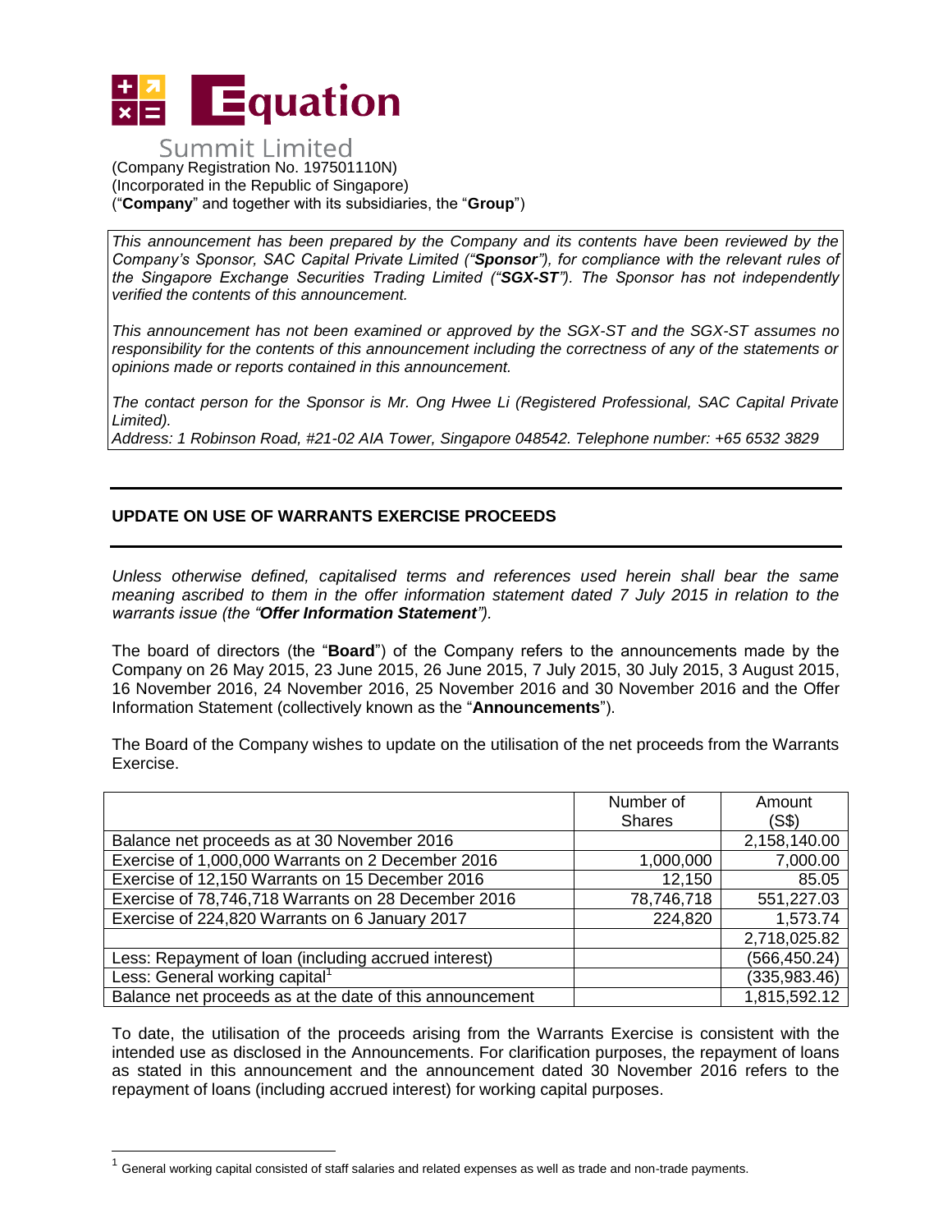**Equation Summit Limited**

(Company Registration No. 197501110N)
(Incorporated in the Republic of Singapore)
("**Company**" and together with its subsidiaries, the "**Group**")

*This announcement has been prepared by the Company and its contents have been reviewed by the Company's Sponsor, SAC Capital Private Limited ("**Sponsor**"), for compliance with the relevant rules of the Singapore Exchange Securities Trading Limited ("**SGX-ST**"). The Sponsor has not independently verified the contents of this announcement.*

*This announcement has not been examined or approved by the SGX-ST and the SGX-ST assumes no responsibility for the contents of this announcement including the correctness of any of the statements or opinions made or reports contained in this announcement.*

*The contact person for the Sponsor is Mr. Ong Hwee Li (Registered Professional, SAC Capital Private Limited).*
*Address: 1 Robinson Road, #21-02 AIA Tower, Singapore 048542. Telephone number: +65 6532 3829*

## UPDATE ON USE OF WARRANTS EXERCISE PROCEEDS

*Unless otherwise defined, capitalised terms and references used herein shall bear the same meaning ascribed to them in the offer information statement dated 7 July 2015 in relation to the warrants issue (the "**Offer Information Statement**").*

The board of directors (the "**Board**") of the Company refers to the announcements made by the Company on 26 May 2015, 23 June 2015, 26 June 2015, 7 July 2015, 30 July 2015, 3 August 2015, 16 November 2016, 24 November 2016, 25 November 2016 and 30 November 2016 and the Offer Information Statement (collectively known as the "**Announcements**").

The Board of the Company wishes to update on the utilisation of the net proceeds from the Warrants Exercise.

| | Number of Shares | Amount (S$) |
|---|---|---|
| Balance net proceeds as at 30 November 2016 | | 2,158,140.00 |
| Exercise of 1,000,000 Warrants on 2 December 2016 | 1,000,000 | 7,000.00 |
| Exercise of 12,150 Warrants on 15 December 2016 | 12,150 | 85.05 |
| Exercise of 78,746,718 Warrants on 28 December 2016 | 78,746,718 | 551,227.03 |
| Exercise of 224,820 Warrants on 6 January 2017 | 224,820 | 1,573.74 |
| | | 2,718,025.82 |
| Less: Repayment of loan (including accrued interest) | | (566,450.24) |
| Less: General working capital[1] | | (335,983.46) |
| Balance net proceeds as at the date of this announcement | | 1,815,592.12 |

To date, the utilisation of the proceeds arising from the Warrants Exercise is consistent with the intended use as disclosed in the Announcements. For clarification purposes, the repayment of loans as stated in this announcement and the announcement dated 30 November 2016 refers to the repayment of loans (including accrued interest) for working capital purposes.

[1] General working capital consisted of staff salaries and related expenses as well as trade and non-trade payments.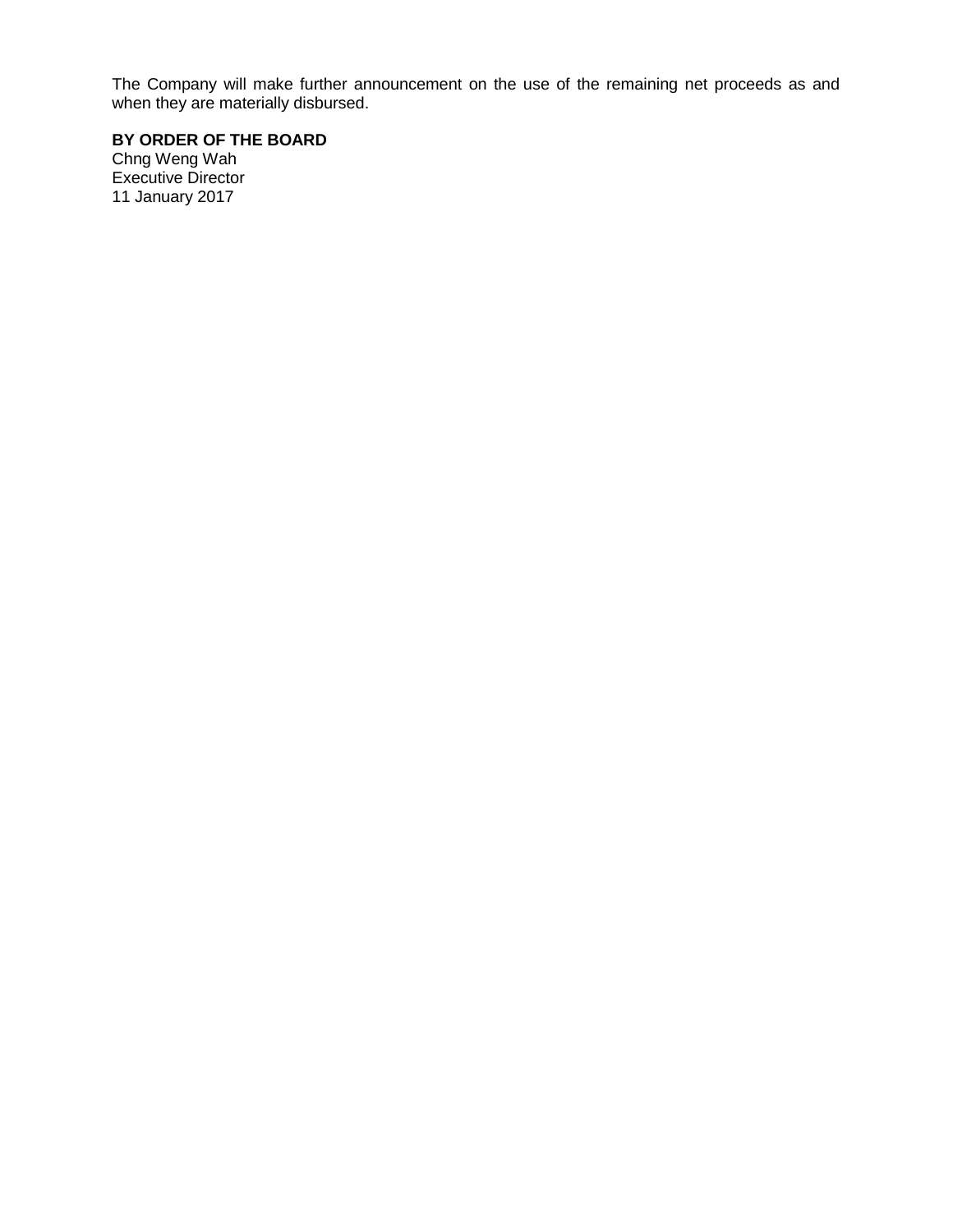The Company will make further announcement on the use of the remaining net proceeds as and when they are materially disbursed.

**BY ORDER OF THE BOARD**
Chng Weng Wah
Executive Director
11 January 2017